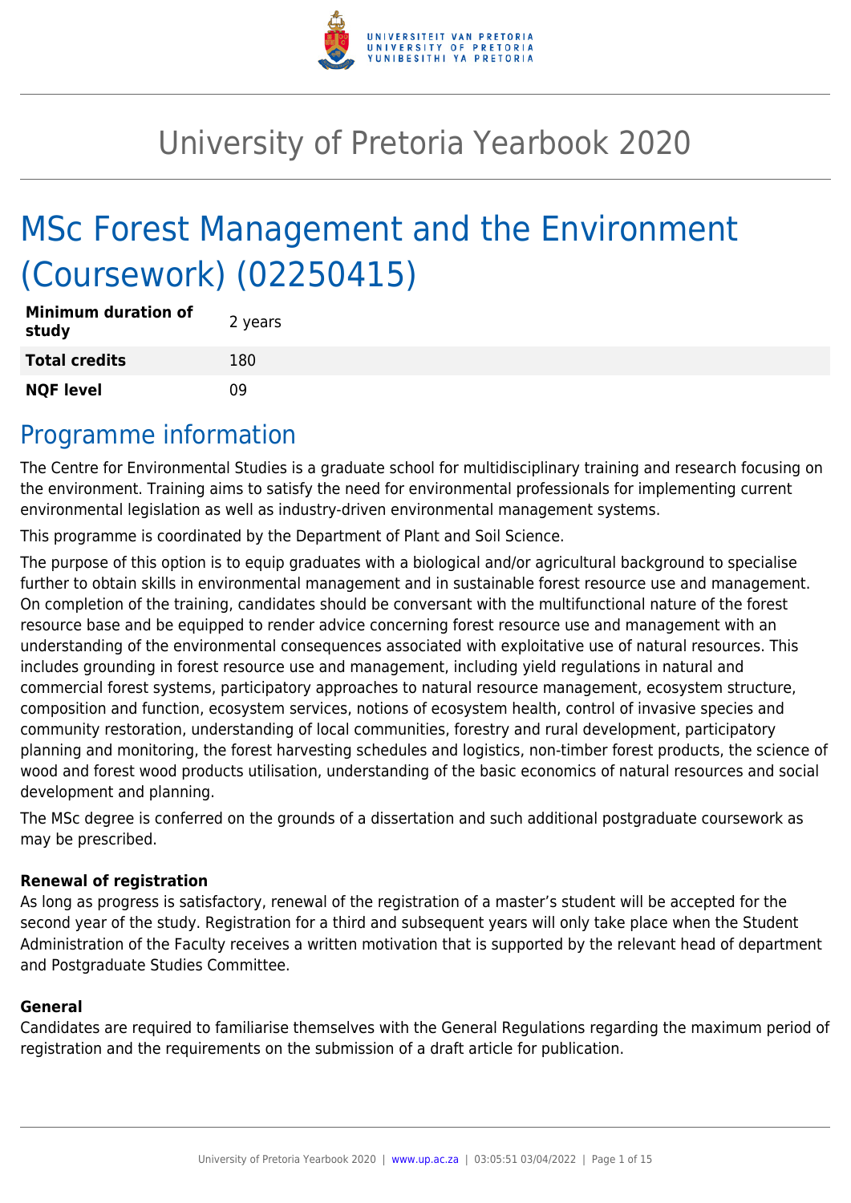# University of Pretoria Yearbook 2020

# MSc Forest Management and the Environment (Coursework) (02250415)

| **Minimum duration of study** | 2 years |
|---|---|
| **Total credits** | 180 |
| **NQF level** | 09 |

## Programme information

The Centre for Environmental Studies is a graduate school for multidisciplinary training and research focusing on the environment. Training aims to satisfy the need for environmental professionals for implementing current environmental legislation as well as industry-driven environmental management systems.

This programme is coordinated by the Department of Plant and Soil Science.

The purpose of this option is to equip graduates with a biological and/or agricultural background to specialise further to obtain skills in environmental management and in sustainable forest resource use and management. On completion of the training, candidates should be conversant with the multifunctional nature of the forest resource base and be equipped to render advice concerning forest resource use and management with an understanding of the environmental consequences associated with exploitative use of natural resources. This includes grounding in forest resource use and management, including yield regulations in natural and commercial forest systems, participatory approaches to natural resource management, ecosystem structure, composition and function, ecosystem services, notions of ecosystem health, control of invasive species and community restoration, understanding of local communities, forestry and rural development, participatory planning and monitoring, the forest harvesting schedules and logistics, non-timber forest products, the science of wood and forest wood products utilisation, understanding of the basic economics of natural resources and social development and planning.

The MSc degree is conferred on the grounds of a dissertation and such additional postgraduate coursework as may be prescribed.

### Renewal of registration

As long as progress is satisfactory, renewal of the registration of a master's student will be accepted for the second year of the study. Registration for a third and subsequent years will only take place when the Student Administration of the Faculty receives a written motivation that is supported by the relevant head of department and Postgraduate Studies Committee.

### General

Candidates are required to familiarise themselves with the General Regulations regarding the maximum period of registration and the requirements on the submission of a draft article for publication.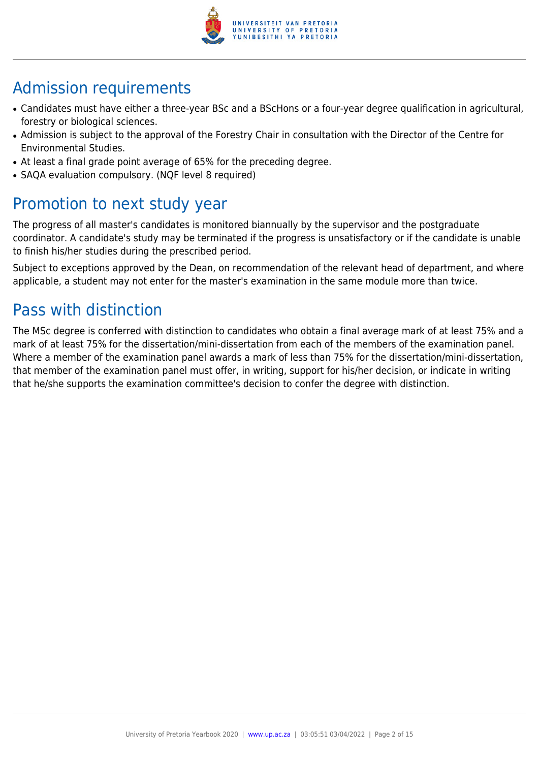## Admission requirements

- Candidates must have either a three-year BSc and a BScHons or a four-year degree qualification in agricultural, forestry or biological sciences.
- Admission is subject to the approval of the Forestry Chair in consultation with the Director of the Centre for Environmental Studies.
- At least a final grade point average of 65% for the preceding degree.
- SAQA evaluation compulsory. (NQF level 8 required)

## Promotion to next study year

The progress of all master's candidates is monitored biannually by the supervisor and the postgraduate coordinator. A candidate's study may be terminated if the progress is unsatisfactory or if the candidate is unable to finish his/her studies during the prescribed period.

Subject to exceptions approved by the Dean, on recommendation of the relevant head of department, and where applicable, a student may not enter for the master's examination in the same module more than twice.

## Pass with distinction

The MSc degree is conferred with distinction to candidates who obtain a final average mark of at least 75% and a mark of at least 75% for the dissertation/mini-dissertation from each of the members of the examination panel. Where a member of the examination panel awards a mark of less than 75% for the dissertation/mini-dissertation, that member of the examination panel must offer, in writing, support for his/her decision, or indicate in writing that he/she supports the examination committee's decision to confer the degree with distinction.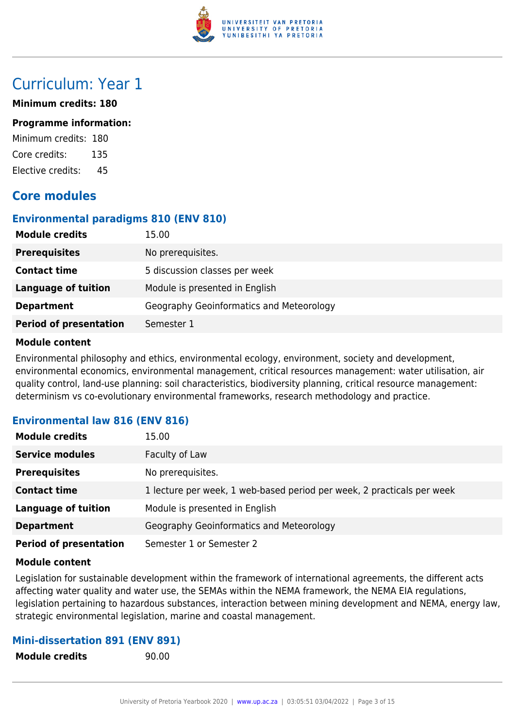# Curriculum: Year 1

**Minimum credits: 180**

### Programme information:

Minimum credits: 180

Core credits: 135

Elective credits: 45

## Core modules

### Environmental paradigms 810 (ENV 810)

| | |
|---|---|
| **Module credits** | 15.00 |
| **Prerequisites** | No prerequisites. |
| **Contact time** | 5 discussion classes per week |
| **Language of tuition** | Module is presented in English |
| **Department** | Geography Geoinformatics and Meteorology |
| **Period of presentation** | Semester 1 |

**Module content**

Environmental philosophy and ethics, environmental ecology, environment, society and development, environmental economics, environmental management, critical resources management: water utilisation, air quality control, land-use planning: soil characteristics, biodiversity planning, critical resource management: determinism vs co-evolutionary environmental frameworks, research methodology and practice.

### Environmental law 816 (ENV 816)

| | |
|---|---|
| **Module credits** | 15.00 |
| **Service modules** | Faculty of Law |
| **Prerequisites** | No prerequisites. |
| **Contact time** | 1 lecture per week, 1 web-based period per week, 2 practicals per week |
| **Language of tuition** | Module is presented in English |
| **Department** | Geography Geoinformatics and Meteorology |
| **Period of presentation** | Semester 1 or Semester 2 |

**Module content**

Legislation for sustainable development within the framework of international agreements, the different acts affecting water quality and water use, the SEMAs within the NEMA framework, the NEMA EIA regulations, legislation pertaining to hazardous substances, interaction between mining development and NEMA, energy law, strategic environmental legislation, marine and coastal management.

### Mini-dissertation 891 (ENV 891)

| | |
|---|---|
| **Module credits** | 90.00 |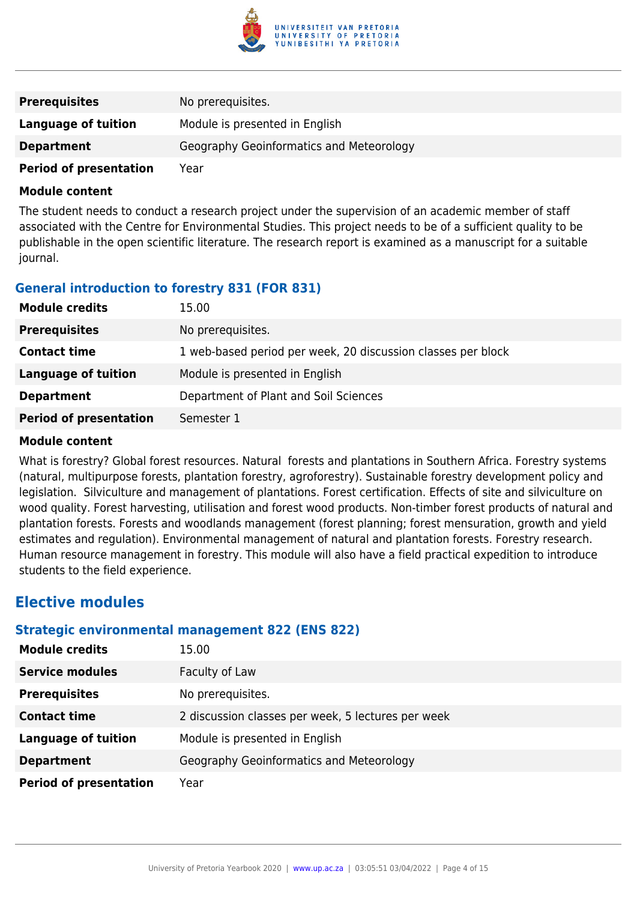| Prerequisites | No prerequisites. |
| --- | --- |
| Language of tuition | Module is presented in English |
| Department | Geography Geoinformatics and Meteorology |
| Period of presentation | Year |

**Module content**

The student needs to conduct a research project under the supervision of an academic member of staff associated with the Centre for Environmental Studies. This project needs to be of a sufficient quality to be publishable in the open scientific literature. The research report is examined as a manuscript for a suitable journal.

### General introduction to forestry 831 (FOR 831)

| Module credits | 15.00 |
| --- | --- |
| Prerequisites | No prerequisites. |
| Contact time | 1 web-based period per week, 20 discussion classes per block |
| Language of tuition | Module is presented in English |
| Department | Department of Plant and Soil Sciences |
| Period of presentation | Semester 1 |

**Module content**

What is forestry? Global forest resources. Natural forests and plantations in Southern Africa. Forestry systems (natural, multipurpose forests, plantation forestry, agroforestry). Sustainable forestry development policy and legislation. Silviculture and management of plantations. Forest certification. Effects of site and silviculture on wood quality. Forest harvesting, utilisation and forest wood products. Non-timber forest products of natural and plantation forests. Forests and woodlands management (forest planning; forest mensuration, growth and yield estimates and regulation). Environmental management of natural and plantation forests. Forestry research. Human resource management in forestry. This module will also have a field practical expedition to introduce students to the field experience.

## Elective modules

### Strategic environmental management 822 (ENS 822)

| Module credits | 15.00 |
| --- | --- |
| Service modules | Faculty of Law |
| Prerequisites | No prerequisites. |
| Contact time | 2 discussion classes per week, 5 lectures per week |
| Language of tuition | Module is presented in English |
| Department | Geography Geoinformatics and Meteorology |
| Period of presentation | Year |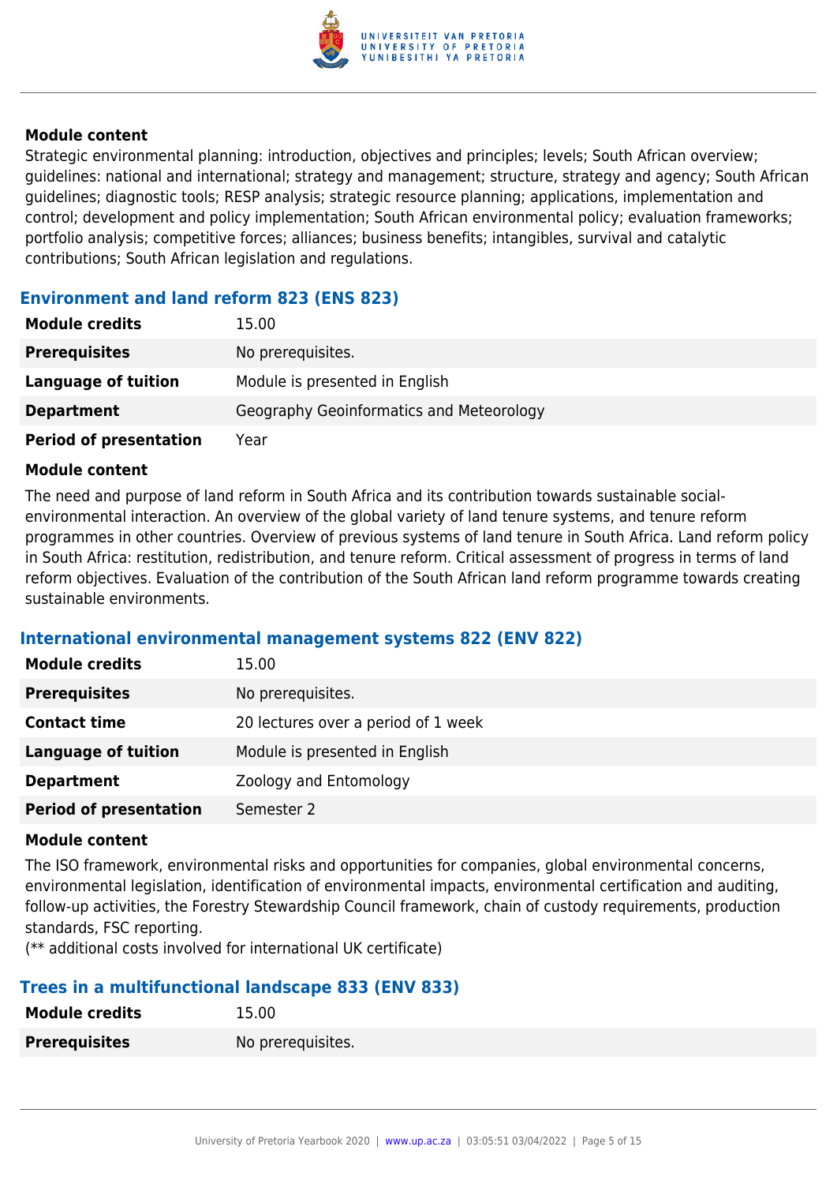#### Module content

Strategic environmental planning: introduction, objectives and principles; levels; South African overview; guidelines: national and international; strategy and management; structure, strategy and agency; South African guidelines; diagnostic tools; RESP analysis; strategic resource planning; applications, implementation and control; development and policy implementation; South African environmental policy; evaluation frameworks; portfolio analysis; competitive forces; alliances; business benefits; intangibles, survival and catalytic contributions; South African legislation and regulations.

### Environment and land reform 823 (ENS 823)

| | |
|---|---|
| **Module credits** | 15.00 |
| **Prerequisites** | No prerequisites. |
| **Language of tuition** | Module is presented in English |
| **Department** | Geography Geoinformatics and Meteorology |
| **Period of presentation** | Year |

#### Module content

The need and purpose of land reform in South Africa and its contribution towards sustainable social-environmental interaction. An overview of the global variety of land tenure systems, and tenure reform programmes in other countries. Overview of previous systems of land tenure in South Africa. Land reform policy in South Africa: restitution, redistribution, and tenure reform. Critical assessment of progress in terms of land reform objectives. Evaluation of the contribution of the South African land reform programme towards creating sustainable environments.

### International environmental management systems 822 (ENV 822)

| | |
|---|---|
| **Module credits** | 15.00 |
| **Prerequisites** | No prerequisites. |
| **Contact time** | 20 lectures over a period of 1 week |
| **Language of tuition** | Module is presented in English |
| **Department** | Zoology and Entomology |
| **Period of presentation** | Semester 2 |

#### Module content

The ISO framework, environmental risks and opportunities for companies, global environmental concerns, environmental legislation, identification of environmental impacts, environmental certification and auditing, follow-up activities, the Forestry Stewardship Council framework, chain of custody requirements, production standards, FSC reporting.
(** additional costs involved for international UK certificate)

### Trees in a multifunctional landscape 833 (ENV 833)

| | |
|---|---|
| **Module credits** | 15.00 |
| **Prerequisites** | No prerequisites. |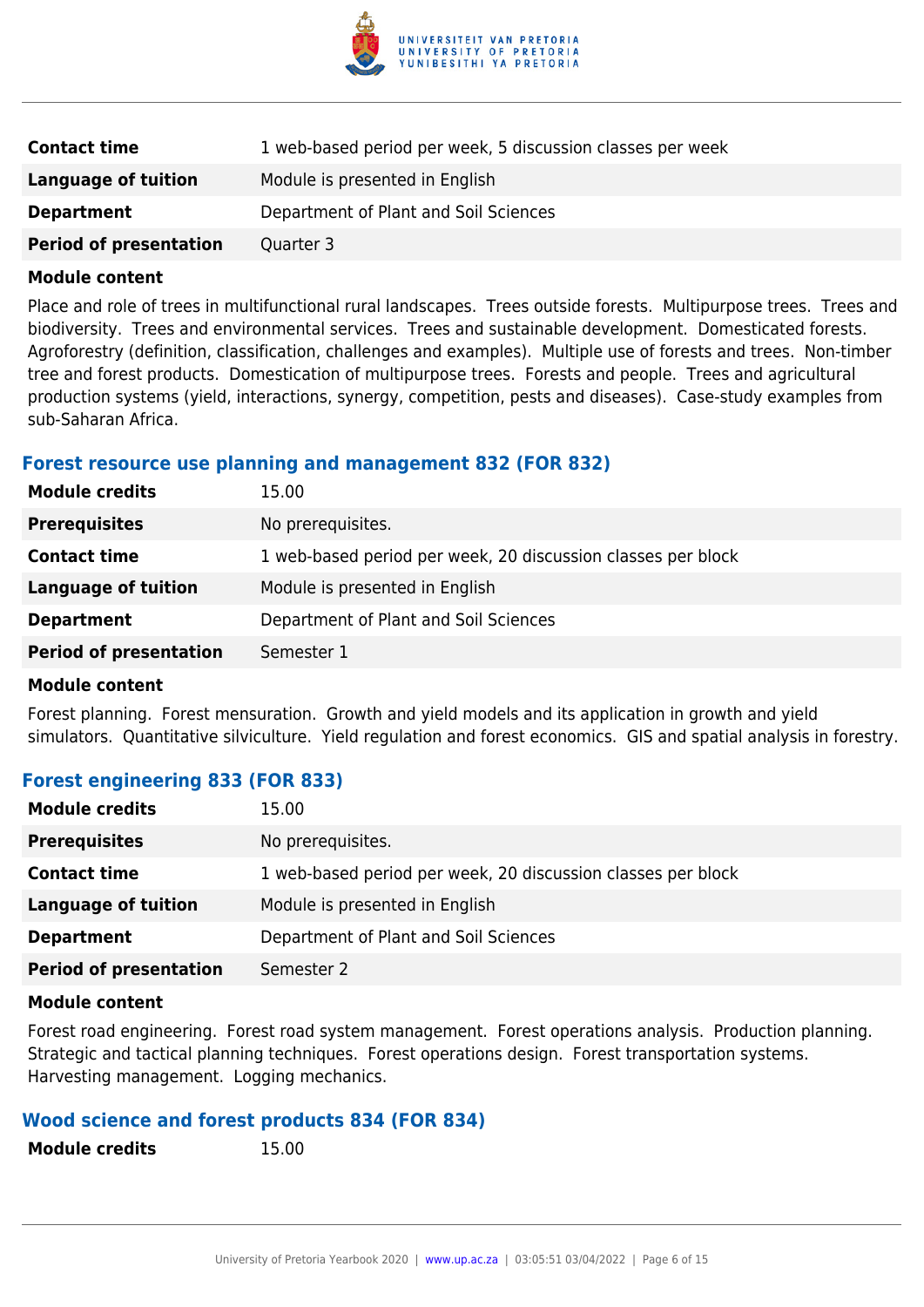| | |
|---|---|
| **Contact time** | 1 web-based period per week, 5 discussion classes per week |
| **Language of tuition** | Module is presented in English |
| **Department** | Department of Plant and Soil Sciences |
| **Period of presentation** | Quarter 3 |

**Module content**

Place and role of trees in multifunctional rural landscapes. Trees outside forests. Multipurpose trees. Trees and biodiversity. Trees and environmental services. Trees and sustainable development. Domesticated forests. Agroforestry (definition, classification, challenges and examples). Multiple use of forests and trees. Non-timber tree and forest products. Domestication of multipurpose trees. Forests and people. Trees and agricultural production systems (yield, interactions, synergy, competition, pests and diseases). Case-study examples from sub-Saharan Africa.

### Forest resource use planning and management 832 (FOR 832)

| | |
|---|---|
| **Module credits** | 15.00 |
| **Prerequisites** | No prerequisites. |
| **Contact time** | 1 web-based period per week, 20 discussion classes per block |
| **Language of tuition** | Module is presented in English |
| **Department** | Department of Plant and Soil Sciences |
| **Period of presentation** | Semester 1 |

**Module content**

Forest planning. Forest mensuration. Growth and yield models and its application in growth and yield simulators. Quantitative silviculture. Yield regulation and forest economics. GIS and spatial analysis in forestry.

### Forest engineering 833 (FOR 833)

| | |
|---|---|
| **Module credits** | 15.00 |
| **Prerequisites** | No prerequisites. |
| **Contact time** | 1 web-based period per week, 20 discussion classes per block |
| **Language of tuition** | Module is presented in English |
| **Department** | Department of Plant and Soil Sciences |
| **Period of presentation** | Semester 2 |

**Module content**

Forest road engineering. Forest road system management. Forest operations analysis. Production planning. Strategic and tactical planning techniques. Forest operations design. Forest transportation systems. Harvesting management. Logging mechanics.

### Wood science and forest products 834 (FOR 834)

| | |
|---|---|
| **Module credits** | 15.00 |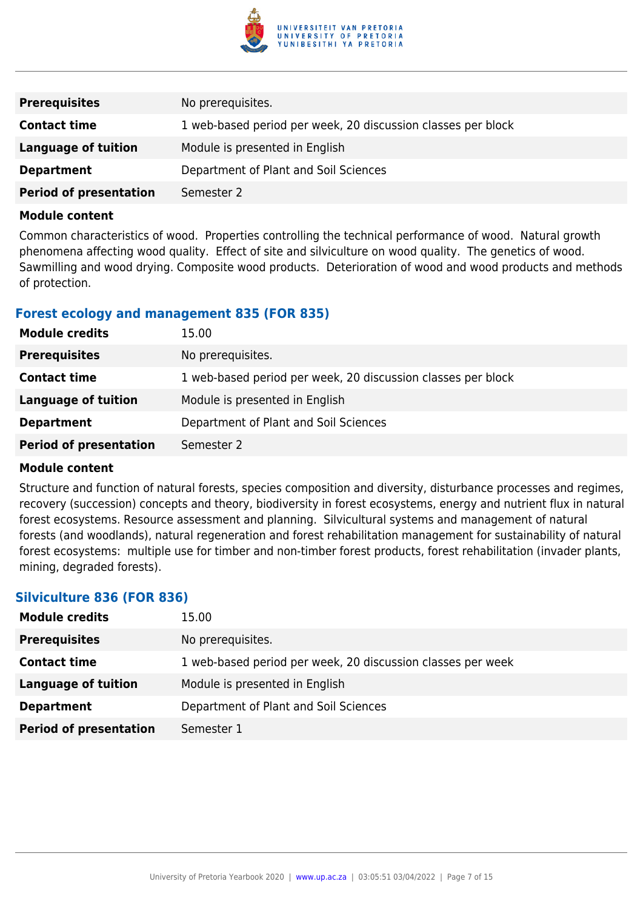| | |
|---|---|
| **Prerequisites** | No prerequisites. |
| **Contact time** | 1 web-based period per week, 20 discussion classes per block |
| **Language of tuition** | Module is presented in English |
| **Department** | Department of Plant and Soil Sciences |
| **Period of presentation** | Semester 2 |

**Module content**

Common characteristics of wood. Properties controlling the technical performance of wood. Natural growth phenomena affecting wood quality. Effect of site and silviculture on wood quality. The genetics of wood. Sawmilling and wood drying. Composite wood products. Deterioration of wood and wood products and methods of protection.

### Forest ecology and management 835 (FOR 835)

| | |
|---|---|
| **Module credits** | 15.00 |
| **Prerequisites** | No prerequisites. |
| **Contact time** | 1 web-based period per week, 20 discussion classes per block |
| **Language of tuition** | Module is presented in English |
| **Department** | Department of Plant and Soil Sciences |
| **Period of presentation** | Semester 2 |

**Module content**

Structure and function of natural forests, species composition and diversity, disturbance processes and regimes, recovery (succession) concepts and theory, biodiversity in forest ecosystems, energy and nutrient flux in natural forest ecosystems. Resource assessment and planning. Silvicultural systems and management of natural forests (and woodlands), natural regeneration and forest rehabilitation management for sustainability of natural forest ecosystems: multiple use for timber and non-timber forest products, forest rehabilitation (invader plants, mining, degraded forests).

### Silviculture 836 (FOR 836)

| | |
|---|---|
| **Module credits** | 15.00 |
| **Prerequisites** | No prerequisites. |
| **Contact time** | 1 web-based period per week, 20 discussion classes per week |
| **Language of tuition** | Module is presented in English |
| **Department** | Department of Plant and Soil Sciences |
| **Period of presentation** | Semester 1 |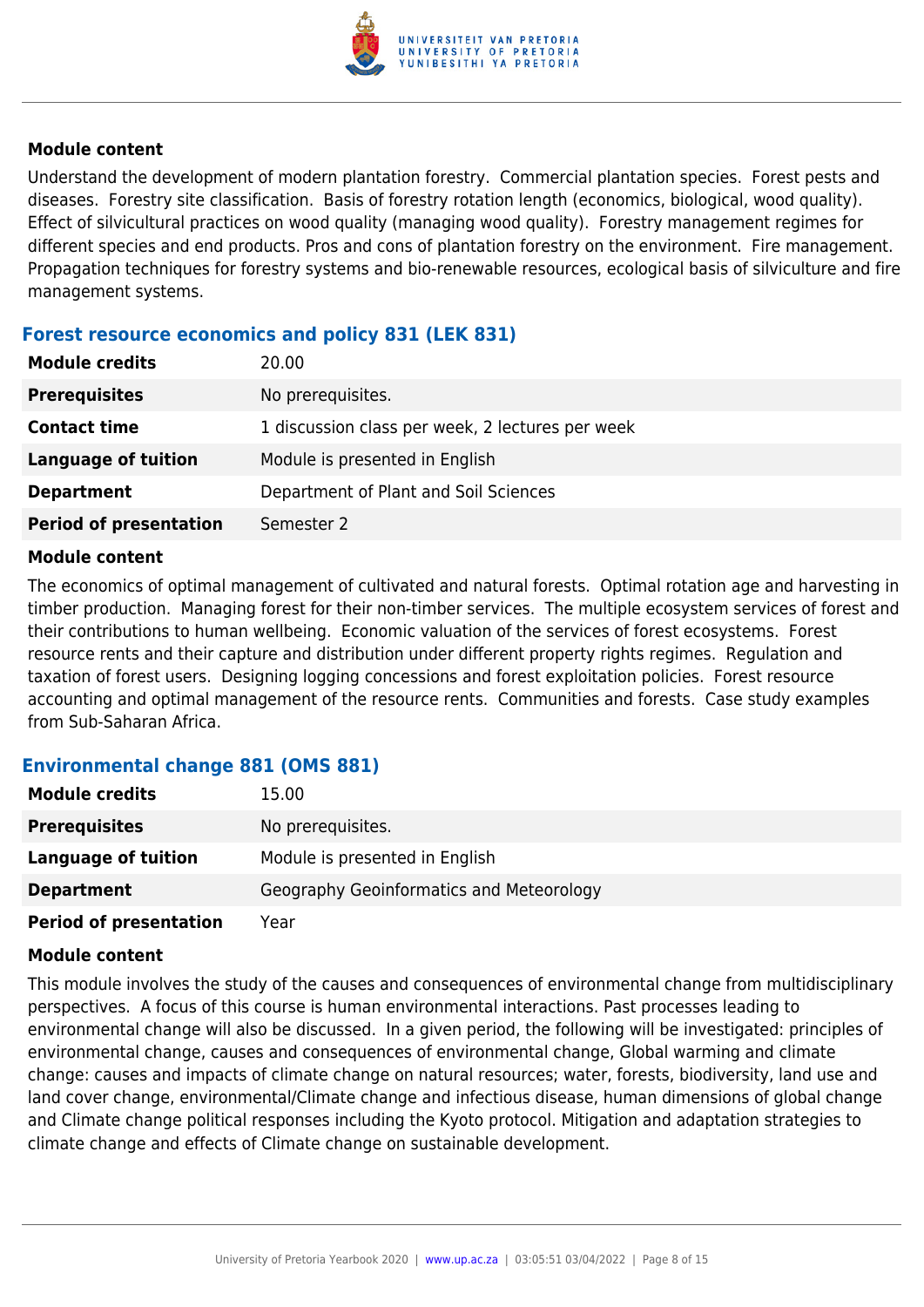**Module content**

Understand the development of modern plantation forestry. Commercial plantation species. Forest pests and diseases. Forestry site classification. Basis of forestry rotation length (economics, biological, wood quality). Effect of silvicultural practices on wood quality (managing wood quality). Forestry management regimes for different species and end products. Pros and cons of plantation forestry on the environment. Fire management. Propagation techniques for forestry systems and bio-renewable resources, ecological basis of silviculture and fire management systems.

### Forest resource economics and policy 831 (LEK 831)

| | |
|---|---|
| **Module credits** | 20.00 |
| **Prerequisites** | No prerequisites. |
| **Contact time** | 1 discussion class per week, 2 lectures per week |
| **Language of tuition** | Module is presented in English |
| **Department** | Department of Plant and Soil Sciences |
| **Period of presentation** | Semester 2 |

**Module content**

The economics of optimal management of cultivated and natural forests. Optimal rotation age and harvesting in timber production. Managing forest for their non-timber services. The multiple ecosystem services of forest and their contributions to human wellbeing. Economic valuation of the services of forest ecosystems. Forest resource rents and their capture and distribution under different property rights regimes. Regulation and taxation of forest users. Designing logging concessions and forest exploitation policies. Forest resource accounting and optimal management of the resource rents. Communities and forests. Case study examples from Sub-Saharan Africa.

### Environmental change 881 (OMS 881)

| | |
|---|---|
| **Module credits** | 15.00 |
| **Prerequisites** | No prerequisites. |
| **Language of tuition** | Module is presented in English |
| **Department** | Geography Geoinformatics and Meteorology |
| **Period of presentation** | Year |

**Module content**

This module involves the study of the causes and consequences of environmental change from multidisciplinary perspectives. A focus of this course is human environmental interactions. Past processes leading to environmental change will also be discussed. In a given period, the following will be investigated: principles of environmental change, causes and consequences of environmental change, Global warming and climate change: causes and impacts of climate change on natural resources; water, forests, biodiversity, land use and land cover change, environmental/Climate change and infectious disease, human dimensions of global change and Climate change political responses including the Kyoto protocol. Mitigation and adaptation strategies to climate change and effects of Climate change on sustainable development.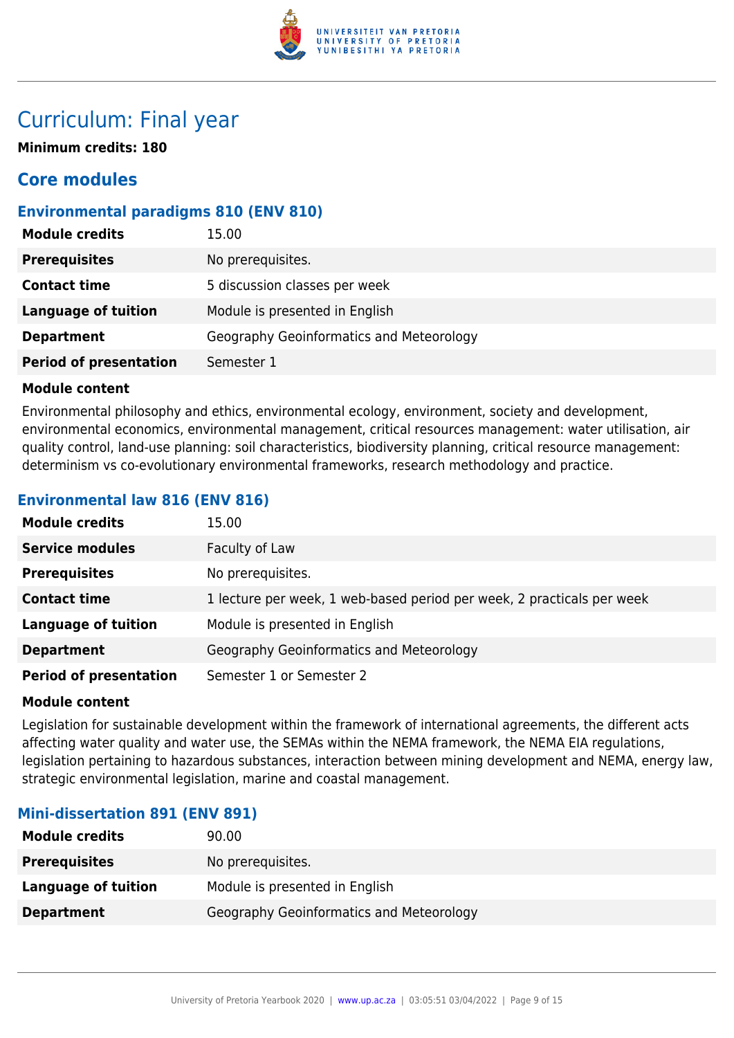# Curriculum: Final year

**Minimum credits: 180**

## Core modules

### Environmental paradigms 810 (ENV 810)

| | |
|---|---|
| **Module credits** | 15.00 |
| **Prerequisites** | No prerequisites. |
| **Contact time** | 5 discussion classes per week |
| **Language of tuition** | Module is presented in English |
| **Department** | Geography Geoinformatics and Meteorology |
| **Period of presentation** | Semester 1 |

**Module content**

Environmental philosophy and ethics, environmental ecology, environment, society and development, environmental economics, environmental management, critical resources management: water utilisation, air quality control, land-use planning: soil characteristics, biodiversity planning, critical resource management: determinism vs co-evolutionary environmental frameworks, research methodology and practice.

### Environmental law 816 (ENV 816)

| | |
|---|---|
| **Module credits** | 15.00 |
| **Service modules** | Faculty of Law |
| **Prerequisites** | No prerequisites. |
| **Contact time** | 1 lecture per week, 1 web-based period per week, 2 practicals per week |
| **Language of tuition** | Module is presented in English |
| **Department** | Geography Geoinformatics and Meteorology |
| **Period of presentation** | Semester 1 or Semester 2 |

**Module content**

Legislation for sustainable development within the framework of international agreements, the different acts affecting water quality and water use, the SEMAs within the NEMA framework, the NEMA EIA regulations, legislation pertaining to hazardous substances, interaction between mining development and NEMA, energy law, strategic environmental legislation, marine and coastal management.

### Mini-dissertation 891 (ENV 891)

| | |
|---|---|
| **Module credits** | 90.00 |
| **Prerequisites** | No prerequisites. |
| **Language of tuition** | Module is presented in English |
| **Department** | Geography Geoinformatics and Meteorology |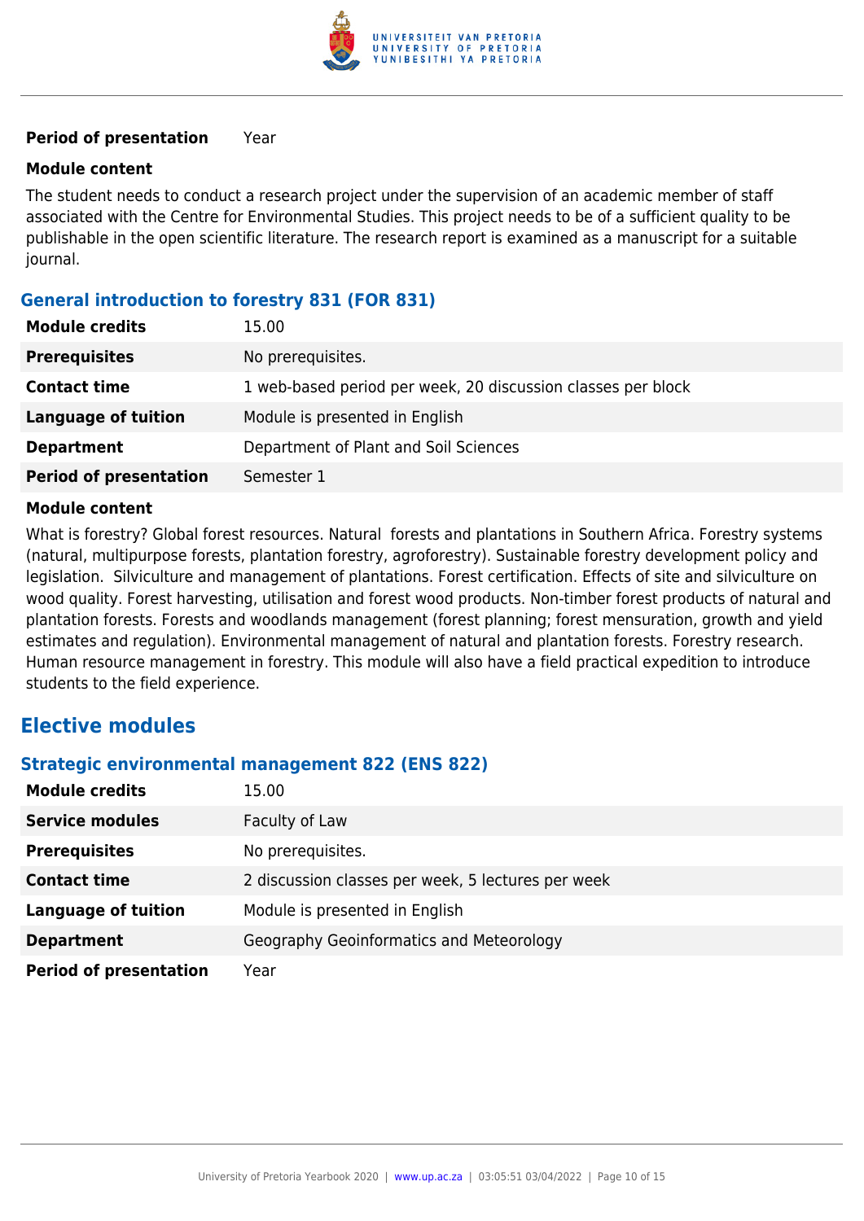| | |
|---|---|
| **Period of presentation** | Year |

**Module content**

The student needs to conduct a research project under the supervision of an academic member of staff associated with the Centre for Environmental Studies. This project needs to be of a sufficient quality to be publishable in the open scientific literature. The research report is examined as a manuscript for a suitable journal.

### General introduction to forestry 831 (FOR 831)

| | |
|---|---|
| **Module credits** | 15.00 |
| **Prerequisites** | No prerequisites. |
| **Contact time** | 1 web-based period per week, 20 discussion classes per block |
| **Language of tuition** | Module is presented in English |
| **Department** | Department of Plant and Soil Sciences |
| **Period of presentation** | Semester 1 |

**Module content**

What is forestry? Global forest resources. Natural forests and plantations in Southern Africa. Forestry systems (natural, multipurpose forests, plantation forestry, agroforestry). Sustainable forestry development policy and legislation. Silviculture and management of plantations. Forest certification. Effects of site and silviculture on wood quality. Forest harvesting, utilisation and forest wood products. Non-timber forest products of natural and plantation forests. Forests and woodlands management (forest planning; forest mensuration, growth and yield estimates and regulation). Environmental management of natural and plantation forests. Forestry research. Human resource management in forestry. This module will also have a field practical expedition to introduce students to the field experience.

## Elective modules

### Strategic environmental management 822 (ENS 822)

| | |
|---|---|
| **Module credits** | 15.00 |
| **Service modules** | Faculty of Law |
| **Prerequisites** | No prerequisites. |
| **Contact time** | 2 discussion classes per week, 5 lectures per week |
| **Language of tuition** | Module is presented in English |
| **Department** | Geography Geoinformatics and Meteorology |
| **Period of presentation** | Year |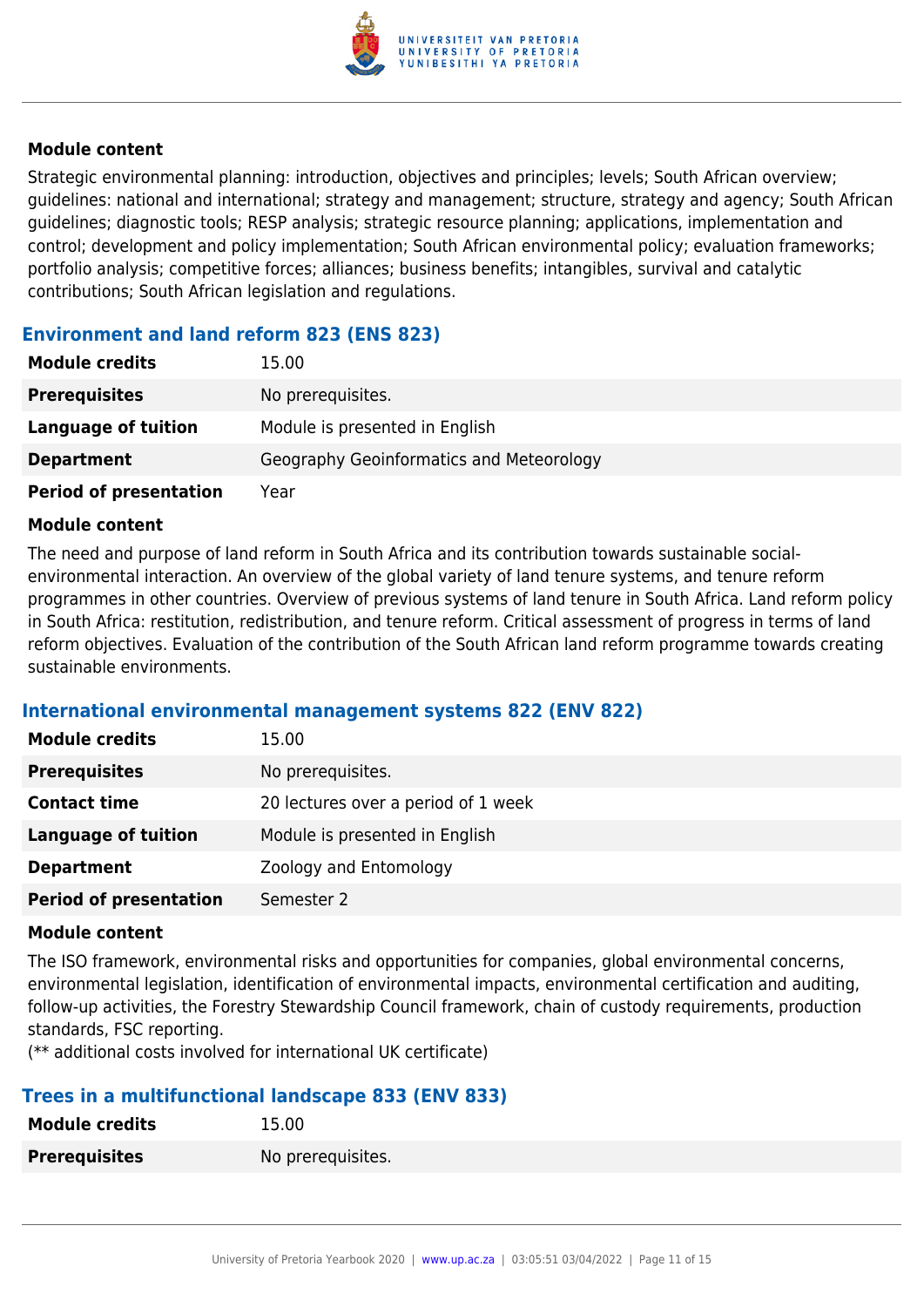#### Module content

Strategic environmental planning: introduction, objectives and principles; levels; South African overview; guidelines: national and international; strategy and management; structure, strategy and agency; South African guidelines; diagnostic tools; RESP analysis; strategic resource planning; applications, implementation and control; development and policy implementation; South African environmental policy; evaluation frameworks; portfolio analysis; competitive forces; alliances; business benefits; intangibles, survival and catalytic contributions; South African legislation and regulations.

### Environment and land reform 823 (ENS 823)

| | |
|---|---|
| **Module credits** | 15.00 |
| **Prerequisites** | No prerequisites. |
| **Language of tuition** | Module is presented in English |
| **Department** | Geography Geoinformatics and Meteorology |
| **Period of presentation** | Year |

#### Module content

The need and purpose of land reform in South Africa and its contribution towards sustainable social-environmental interaction. An overview of the global variety of land tenure systems, and tenure reform programmes in other countries. Overview of previous systems of land tenure in South Africa. Land reform policy in South Africa: restitution, redistribution, and tenure reform. Critical assessment of progress in terms of land reform objectives. Evaluation of the contribution of the South African land reform programme towards creating sustainable environments.

### International environmental management systems 822 (ENV 822)

| | |
|---|---|
| **Module credits** | 15.00 |
| **Prerequisites** | No prerequisites. |
| **Contact time** | 20 lectures over a period of 1 week |
| **Language of tuition** | Module is presented in English |
| **Department** | Zoology and Entomology |
| **Period of presentation** | Semester 2 |

#### Module content

The ISO framework, environmental risks and opportunities for companies, global environmental concerns, environmental legislation, identification of environmental impacts, environmental certification and auditing, follow-up activities, the Forestry Stewardship Council framework, chain of custody requirements, production standards, FSC reporting.
(** additional costs involved for international UK certificate)

### Trees in a multifunctional landscape 833 (ENV 833)

| | |
|---|---|
| **Module credits** | 15.00 |
| **Prerequisites** | No prerequisites. |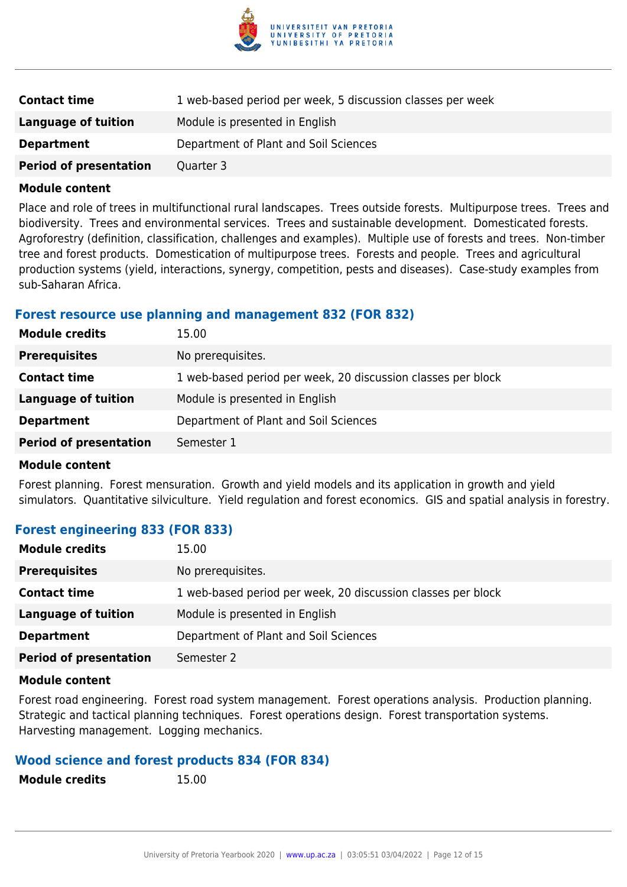| | |
|---|---|
| **Contact time** | 1 web-based period per week, 5 discussion classes per week |
| **Language of tuition** | Module is presented in English |
| **Department** | Department of Plant and Soil Sciences |
| **Period of presentation** | Quarter 3 |

**Module content**

Place and role of trees in multifunctional rural landscapes. Trees outside forests. Multipurpose trees. Trees and biodiversity. Trees and environmental services. Trees and sustainable development. Domesticated forests. Agroforestry (definition, classification, challenges and examples). Multiple use of forests and trees. Non-timber tree and forest products. Domestication of multipurpose trees. Forests and people. Trees and agricultural production systems (yield, interactions, synergy, competition, pests and diseases). Case-study examples from sub-Saharan Africa.

### Forest resource use planning and management 832 (FOR 832)

| | |
|---|---|
| **Module credits** | 15.00 |
| **Prerequisites** | No prerequisites. |
| **Contact time** | 1 web-based period per week, 20 discussion classes per block |
| **Language of tuition** | Module is presented in English |
| **Department** | Department of Plant and Soil Sciences |
| **Period of presentation** | Semester 1 |

**Module content**

Forest planning. Forest mensuration. Growth and yield models and its application in growth and yield simulators. Quantitative silviculture. Yield regulation and forest economics. GIS and spatial analysis in forestry.

### Forest engineering 833 (FOR 833)

| | |
|---|---|
| **Module credits** | 15.00 |
| **Prerequisites** | No prerequisites. |
| **Contact time** | 1 web-based period per week, 20 discussion classes per block |
| **Language of tuition** | Module is presented in English |
| **Department** | Department of Plant and Soil Sciences |
| **Period of presentation** | Semester 2 |

**Module content**

Forest road engineering. Forest road system management. Forest operations analysis. Production planning. Strategic and tactical planning techniques. Forest operations design. Forest transportation systems. Harvesting management. Logging mechanics.

### Wood science and forest products 834 (FOR 834)

| | |
|---|---|
| **Module credits** | 15.00 |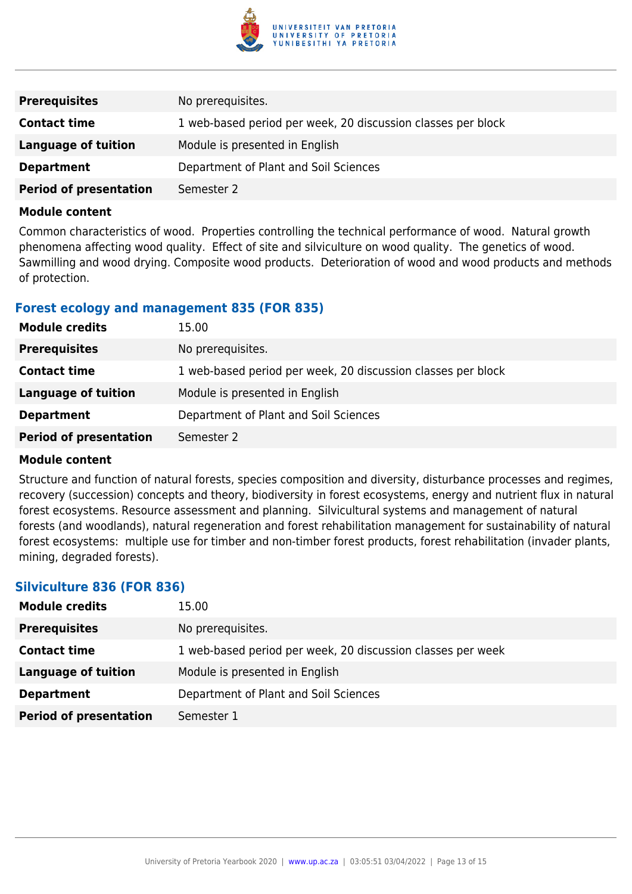| | |
|---|---|
| **Prerequisites** | No prerequisites. |
| **Contact time** | 1 web-based period per week, 20 discussion classes per block |
| **Language of tuition** | Module is presented in English |
| **Department** | Department of Plant and Soil Sciences |
| **Period of presentation** | Semester 2 |

**Module content**

Common characteristics of wood. Properties controlling the technical performance of wood. Natural growth phenomena affecting wood quality. Effect of site and silviculture on wood quality. The genetics of wood. Sawmilling and wood drying. Composite wood products. Deterioration of wood and wood products and methods of protection.

### Forest ecology and management 835 (FOR 835)

| | |
|---|---|
| **Module credits** | 15.00 |
| **Prerequisites** | No prerequisites. |
| **Contact time** | 1 web-based period per week, 20 discussion classes per block |
| **Language of tuition** | Module is presented in English |
| **Department** | Department of Plant and Soil Sciences |
| **Period of presentation** | Semester 2 |

**Module content**

Structure and function of natural forests, species composition and diversity, disturbance processes and regimes, recovery (succession) concepts and theory, biodiversity in forest ecosystems, energy and nutrient flux in natural forest ecosystems. Resource assessment and planning. Silvicultural systems and management of natural forests (and woodlands), natural regeneration and forest rehabilitation management for sustainability of natural forest ecosystems: multiple use for timber and non-timber forest products, forest rehabilitation (invader plants, mining, degraded forests).

### Silviculture 836 (FOR 836)

| | |
|---|---|
| **Module credits** | 15.00 |
| **Prerequisites** | No prerequisites. |
| **Contact time** | 1 web-based period per week, 20 discussion classes per week |
| **Language of tuition** | Module is presented in English |
| **Department** | Department of Plant and Soil Sciences |
| **Period of presentation** | Semester 1 |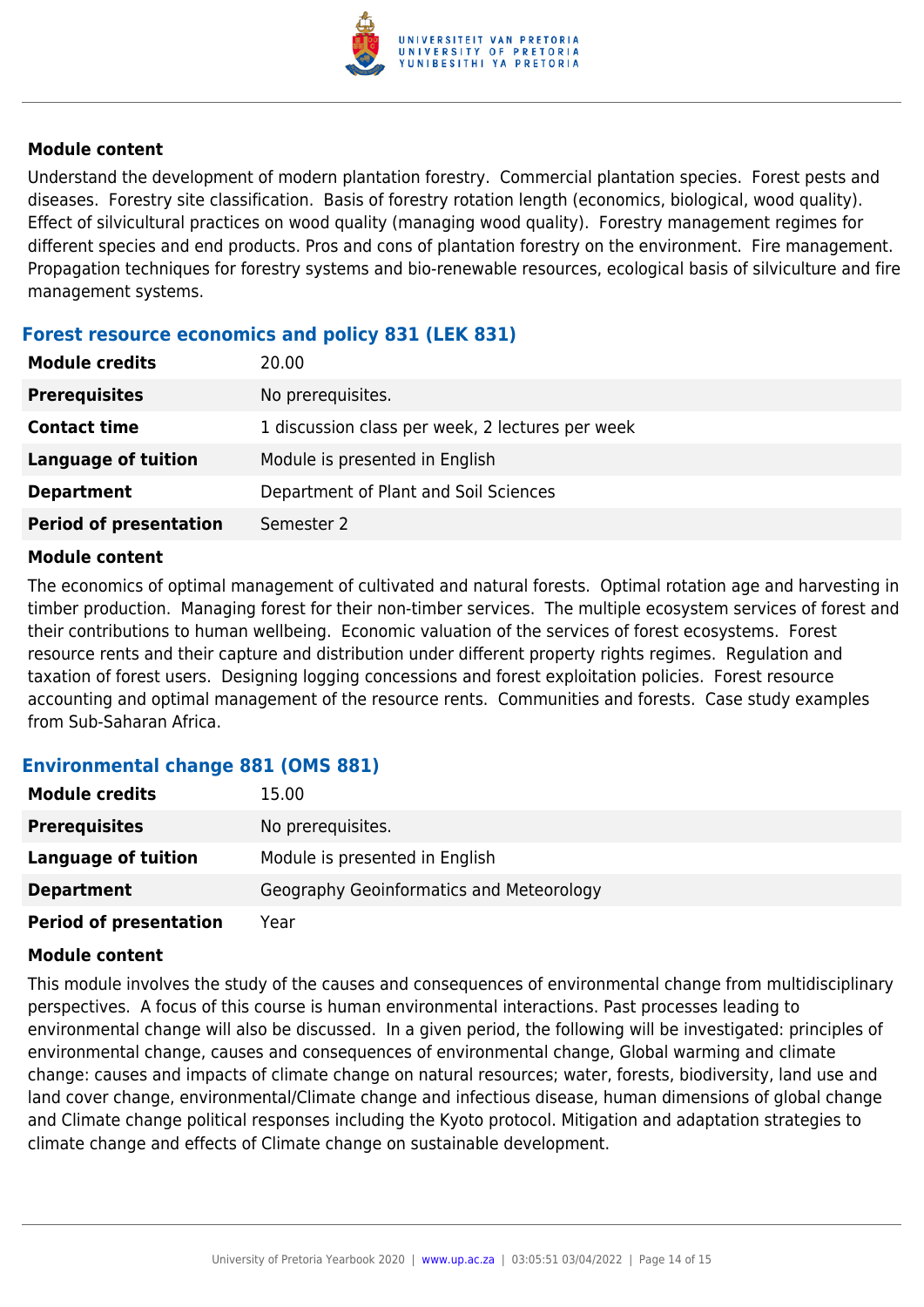#### Module content

Understand the development of modern plantation forestry.  Commercial plantation species.  Forest pests and diseases.  Forestry site classification.  Basis of forestry rotation length (economics, biological, wood quality).  Effect of silvicultural practices on wood quality (managing wood quality).  Forestry management regimes for different species and end products. Pros and cons of plantation forestry on the environment.  Fire management.  Propagation techniques for forestry systems and bio-renewable resources, ecological basis of silviculture and fire management systems.

### Forest resource economics and policy 831 (LEK 831)

| | |
|---|---|
| **Module credits** | 20.00 |
| **Prerequisites** | No prerequisites. |
| **Contact time** | 1 discussion class per week, 2 lectures per week |
| **Language of tuition** | Module is presented in English |
| **Department** | Department of Plant and Soil Sciences |
| **Period of presentation** | Semester 2 |

#### Module content

The economics of optimal management of cultivated and natural forests.  Optimal rotation age and harvesting in timber production.  Managing forest for their non-timber services.  The multiple ecosystem services of forest and their contributions to human wellbeing.  Economic valuation of the services of forest ecosystems.  Forest resource rents and their capture and distribution under different property rights regimes.  Regulation and taxation of forest users.  Designing logging concessions and forest exploitation policies.  Forest resource accounting and optimal management of the resource rents.  Communities and forests.  Case study examples from Sub-Saharan Africa.

### Environmental change 881 (OMS 881)

| | |
|---|---|
| **Module credits** | 15.00 |
| **Prerequisites** | No prerequisites. |
| **Language of tuition** | Module is presented in English |
| **Department** | Geography Geoinformatics and Meteorology |
| **Period of presentation** | Year |

#### Module content

This module involves the study of the causes and consequences of environmental change from multidisciplinary perspectives.  A focus of this course is human environmental interactions. Past processes leading to environmental change will also be discussed.  In a given period, the following will be investigated: principles of environmental change, causes and consequences of environmental change, Global warming and climate change: causes and impacts of climate change on natural resources; water, forests, biodiversity, land use and land cover change, environmental/Climate change and infectious disease, human dimensions of global change and Climate change political responses including the Kyoto protocol. Mitigation and adaptation strategies to climate change and effects of Climate change on sustainable development.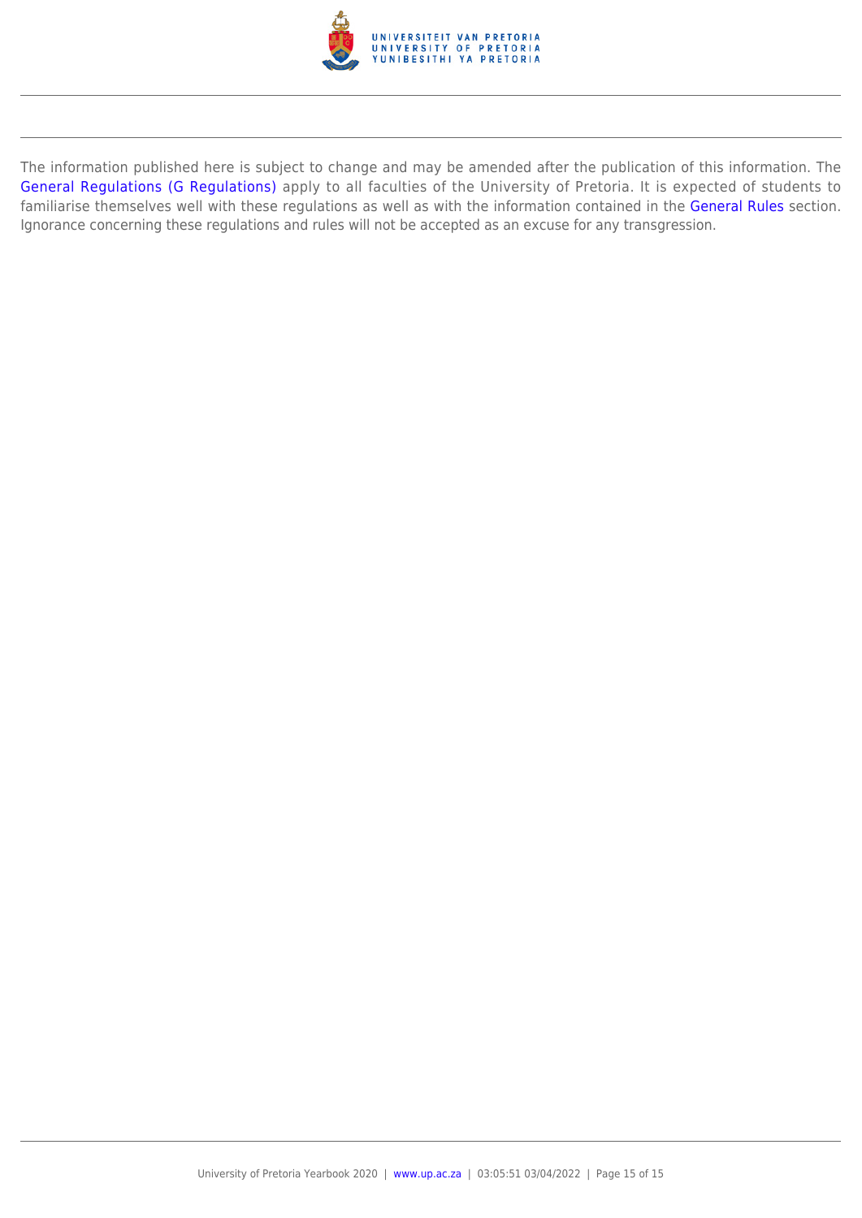The information published here is subject to change and may be amended after the publication of this information. The General Regulations (G Regulations) apply to all faculties of the University of Pretoria. It is expected of students to familiarise themselves well with these regulations as well as with the information contained in the General Rules section. Ignorance concerning these regulations and rules will not be accepted as an excuse for any transgression.